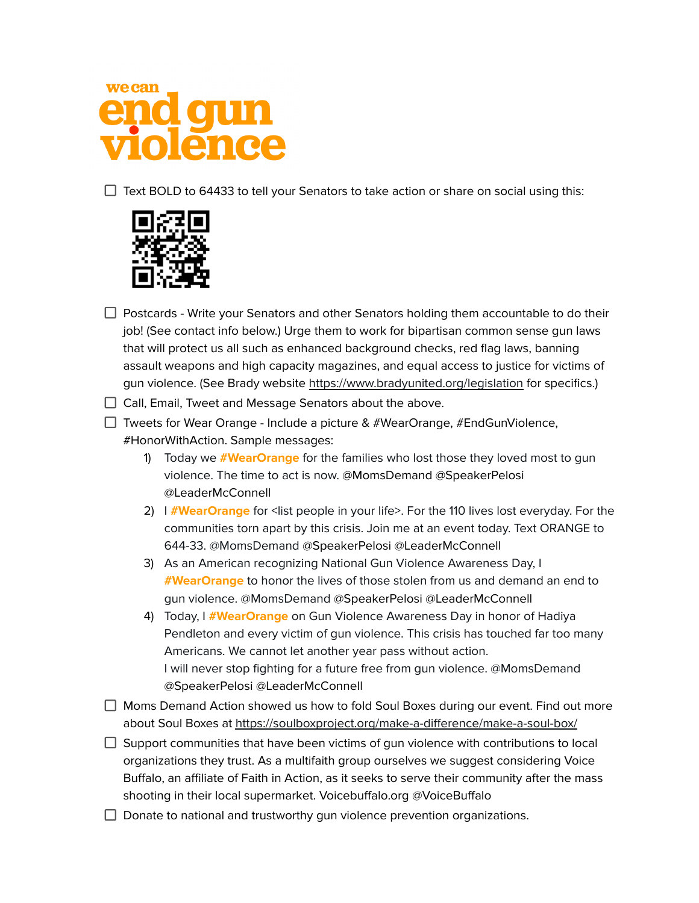# we can end gun violence

- [ ] Text BOLD to 64433 to tell your Senators to take action or share on social using this:
- [ ] Postcards - Write your Senators and other Senators holding them accountable to do their job! (See contact info below.) Urge them to work for bipartisan common sense gun laws that will protect us all such as enhanced background checks, red flag laws, banning assault weapons and high capacity magazines, and equal access to justice for victims of gun violence. (See Brady website https://www.bradyunited.org/legislation for specifics.)
- [ ] Call, Email, Tweet and Message Senators about the above.
- [ ] Tweets for Wear Orange - Include a picture & #WearOrange, #EndGunViolence, #HonorWithAction. Sample messages:
    1) Today we **#WearOrange** for the families who lost those they loved most to gun violence. The time to act is now. @MomsDemand @SpeakerPelosi @LeaderMcConnell
    2) I **#WearOrange** for <list people in your life>. For the 110 lives lost everyday. For the communities torn apart by this crisis. Join me at an event today. Text ORANGE to 644-33. @MomsDemand @SpeakerPelosi @LeaderMcConnell
    3) As an American recognizing National Gun Violence Awareness Day, I **#WearOrange** to honor the lives of those stolen from us and demand an end to gun violence. @MomsDemand @SpeakerPelosi @LeaderMcConnell
    4) Today, I **#WearOrange** on Gun Violence Awareness Day in honor of Hadiya Pendleton and every victim of gun violence. This crisis has touched far too many Americans. We cannot let another year pass without action.
       I will never stop fighting for a future free from gun violence. @MomsDemand @SpeakerPelosi @LeaderMcConnell
- [ ] Moms Demand Action showed us how to fold Soul Boxes during our event. Find out more about Soul Boxes at https://soulboxproject.org/make-a-difference/make-a-soul-box/
- [ ] Support communities that have been victims of gun violence with contributions to local organizations they trust. As a multifaith group ourselves we suggest considering Voice Buffalo, an affiliate of Faith in Action, as it seeks to serve their community after the mass shooting in their local supermarket. Voicebuffalo.org @VoiceBuffalo
- [ ] Donate to national and trustworthy gun violence prevention organizations.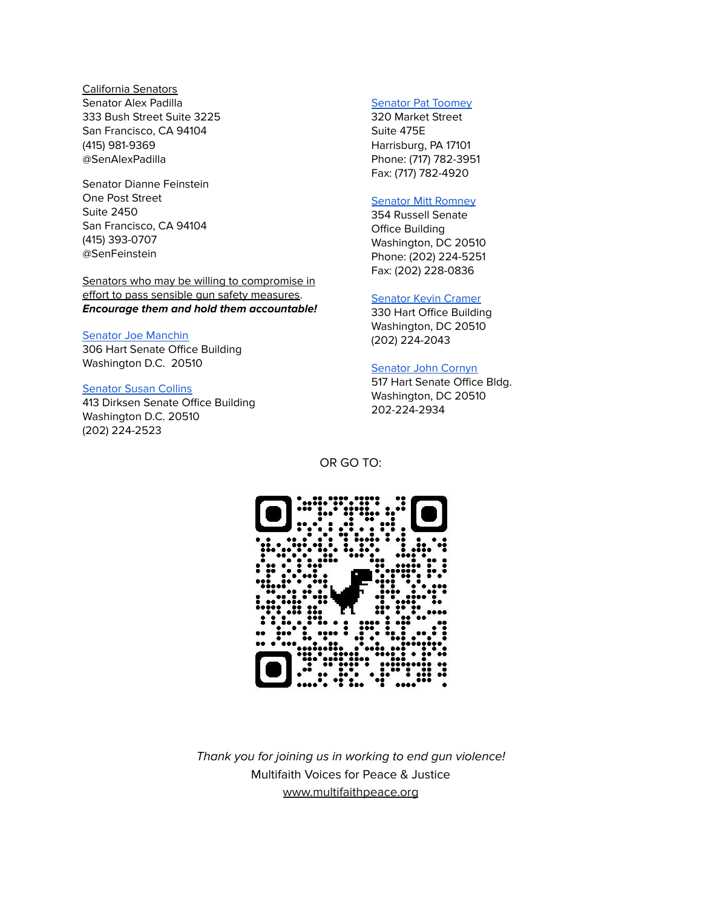California Senators

Senator Alex Padilla
333 Bush Street Suite 3225
San Francisco, CA 94104
(415) 981-9369
@SenAlexPadilla

Senator Dianne Feinstein
One Post Street
Suite 2450
San Francisco, CA 94104
(415) 393-0707
@SenFeinstein

Senators who may be willing to compromise in effort to pass sensible gun safety measures.
***Encourage them and hold them accountable!***

Senator Joe Manchin
306 Hart Senate Office Building
Washington D.C. 20510

Senator Susan Collins
413 Dirksen Senate Office Building
Washington D.C. 20510
(202) 224-2523

Senator Pat Toomey
320 Market Street
Suite 475E
Harrisburg, PA 17101
Phone: (717) 782-3951
Fax: (717) 782-4920

Senator Mitt Romney
354 Russell Senate Office Building
Washington, DC 20510
Phone: (202) 224-5251
Fax: (202) 228-0836

Senator Kevin Cramer
330 Hart Office Building
Washington, DC 20510
(202) 224-2043

Senator John Cornyn
517 Hart Senate Office Bldg.
Washington, DC 20510
202-224-2934

OR GO TO:

*Thank you for joining us in working to end gun violence!*
Multifaith Voices for Peace & Justice
www.multifaithpeace.org